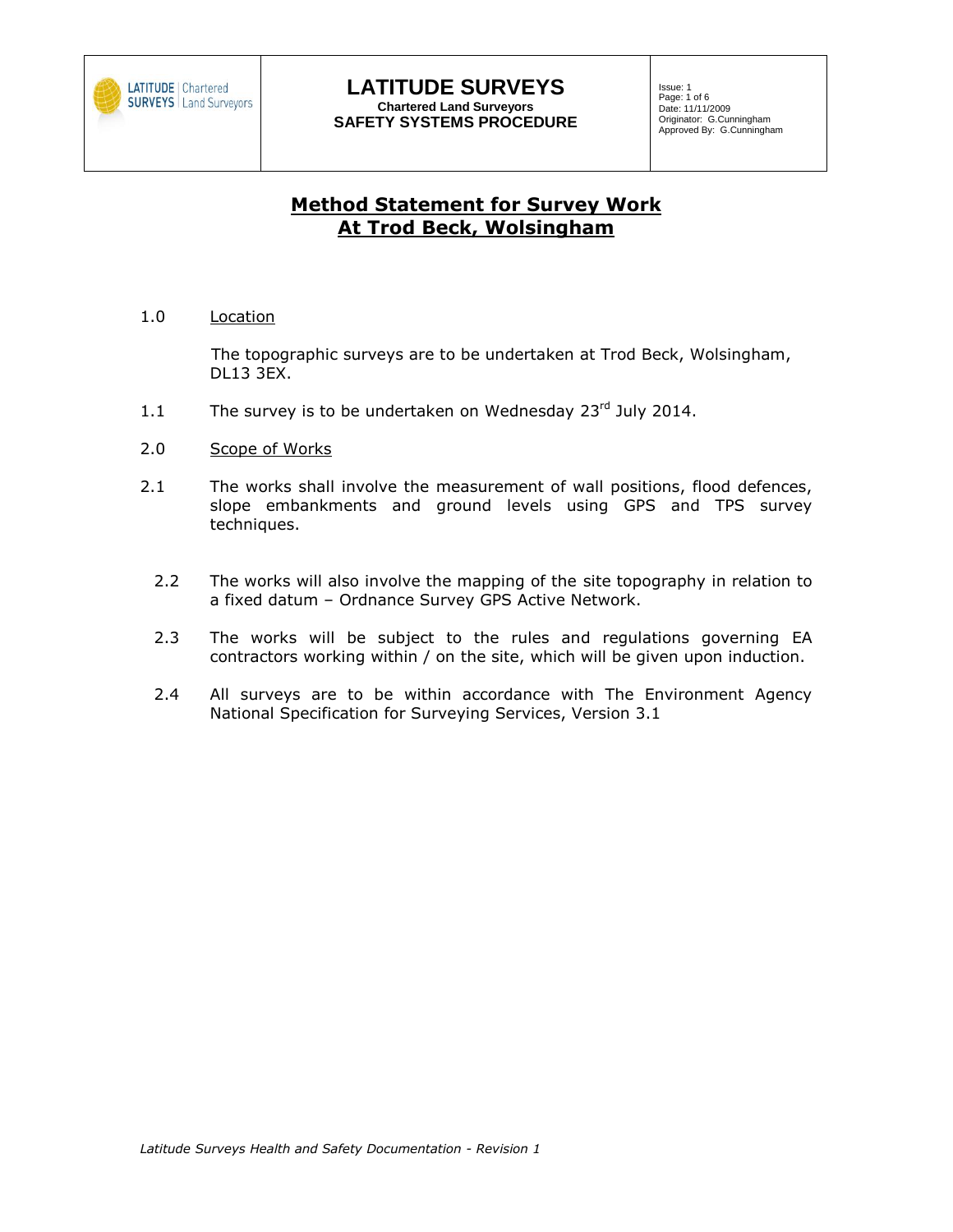| LATITUDE SURVEYS Chartered Land Surveyors | **LATITUDE SURVEYS** **Chartered Land Surveyors** **SAFETY SYSTEMS PROCEDURE** | Issue: 1 Page: 1 of 6 Date: 11/11/2009 Originator: G.Cunningham Approved By: G.Cunningham |
|---|---|---|

# Method Statement for Survey Work At Trod Beck, Wolsingham

1.0 Location

The topographic surveys are to be undertaken at Trod Beck, Wolsingham, DL13 3EX.

1.1 The survey is to be undertaken on Wednesday 23rd July 2014.

2.0 Scope of Works

2.1 The works shall involve the measurement of wall positions, flood defences, slope embankments and ground levels using GPS and TPS survey techniques.

2.2 The works will also involve the mapping of the site topography in relation to a fixed datum – Ordnance Survey GPS Active Network.

2.3 The works will be subject to the rules and regulations governing EA contractors working within / on the site, which will be given upon induction.

2.4 All surveys are to be within accordance with The Environment Agency National Specification for Surveying Services, Version 3.1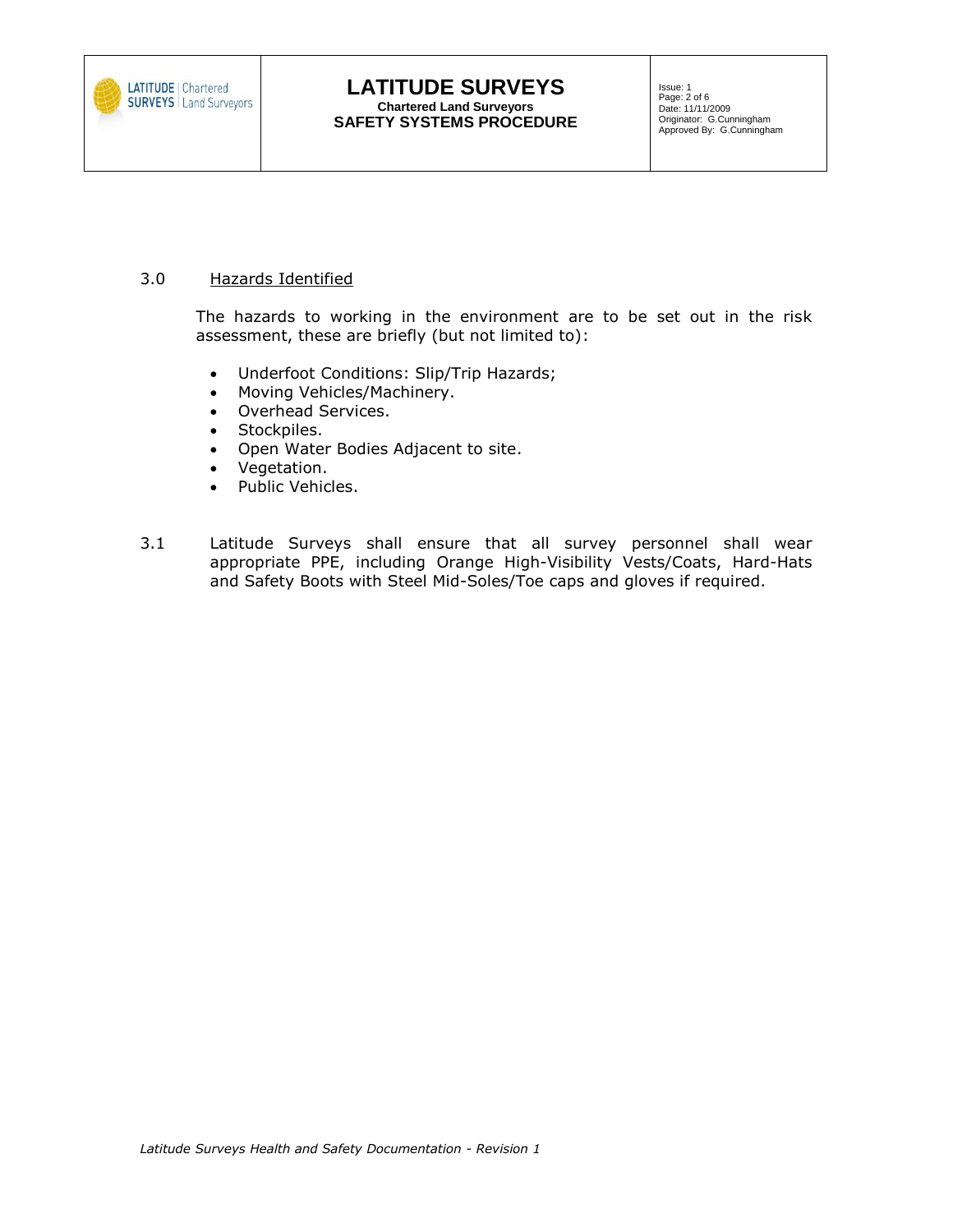## 3.0 Hazards Identified

The hazards to working in the environment are to be set out in the risk assessment, these are briefly (but not limited to):

- Underfoot Conditions: Slip/Trip Hazards;
- Moving Vehicles/Machinery.
- Overhead Services.
- Stockpiles.
- Open Water Bodies Adjacent to site.
- Vegetation.
- Public Vehicles.

3.1 Latitude Surveys shall ensure that all survey personnel shall wear appropriate PPE, including Orange High-Visibility Vests/Coats, Hard-Hats and Safety Boots with Steel Mid-Soles/Toe caps and gloves if required.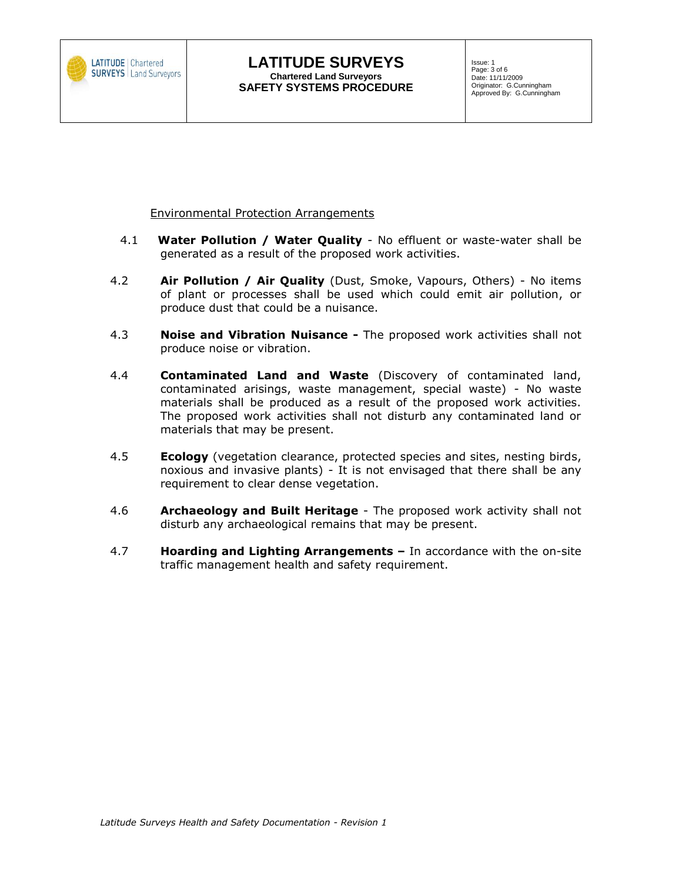Environmental Protection Arrangements

4.1 **Water Pollution / Water Quality** - No effluent or waste-water shall be generated as a result of the proposed work activities.

4.2 **Air Pollution / Air Quality** (Dust, Smoke, Vapours, Others) - No items of plant or processes shall be used which could emit air pollution, or produce dust that could be a nuisance.

4.3 **Noise and Vibration Nuisance -** The proposed work activities shall not produce noise or vibration.

4.4 **Contaminated Land and Waste** (Discovery of contaminated land, contaminated arisings, waste management, special waste) - No waste materials shall be produced as a result of the proposed work activities. The proposed work activities shall not disturb any contaminated land or materials that may be present.

4.5 **Ecology** (vegetation clearance, protected species and sites, nesting birds, noxious and invasive plants) - It is not envisaged that there shall be any requirement to clear dense vegetation.

4.6 **Archaeology and Built Heritage** - The proposed work activity shall not disturb any archaeological remains that may be present.

4.7 **Hoarding and Lighting Arrangements –** In accordance with the on-site traffic management health and safety requirement.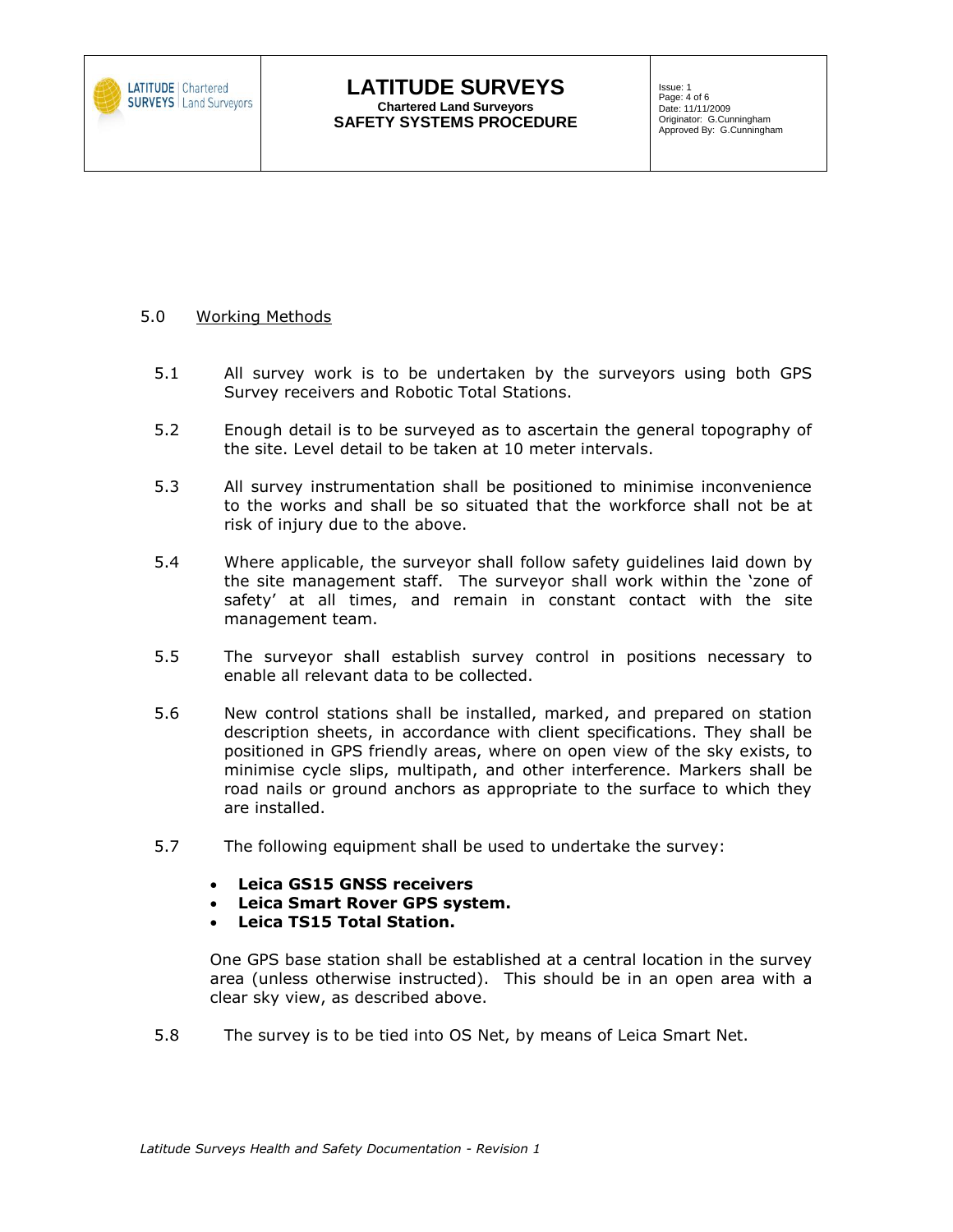## 5.0 Working Methods

5.1 All survey work is to be undertaken by the surveyors using both GPS Survey receivers and Robotic Total Stations.

5.2 Enough detail is to be surveyed as to ascertain the general topography of the site. Level detail to be taken at 10 meter intervals.

5.3 All survey instrumentation shall be positioned to minimise inconvenience to the works and shall be so situated that the workforce shall not be at risk of injury due to the above.

5.4 Where applicable, the surveyor shall follow safety guidelines laid down by the site management staff. The surveyor shall work within the 'zone of safety' at all times, and remain in constant contact with the site management team.

5.5 The surveyor shall establish survey control in positions necessary to enable all relevant data to be collected.

5.6 New control stations shall be installed, marked, and prepared on station description sheets, in accordance with client specifications. They shall be positioned in GPS friendly areas, where on open view of the sky exists, to minimise cycle slips, multipath, and other interference. Markers shall be road nails or ground anchors as appropriate to the surface to which they are installed.

5.7 The following equipment shall be used to undertake the survey:

- **Leica GS15 GNSS receivers**
- **Leica Smart Rover GPS system.**
- **Leica TS15 Total Station.**

One GPS base station shall be established at a central location in the survey area (unless otherwise instructed). This should be in an open area with a clear sky view, as described above.

5.8 The survey is to be tied into OS Net, by means of Leica Smart Net.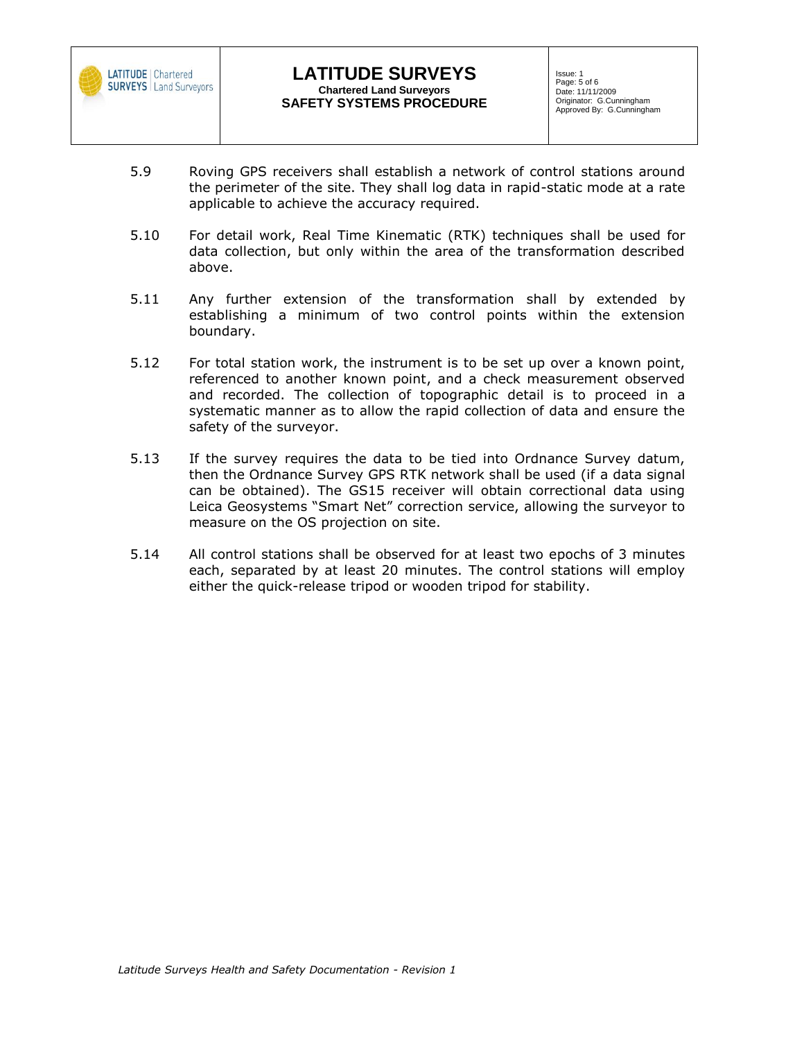5.9 Roving GPS receivers shall establish a network of control stations around the perimeter of the site. They shall log data in rapid-static mode at a rate applicable to achieve the accuracy required.

5.10 For detail work, Real Time Kinematic (RTK) techniques shall be used for data collection, but only within the area of the transformation described above.

5.11 Any further extension of the transformation shall by extended by establishing a minimum of two control points within the extension boundary.

5.12 For total station work, the instrument is to be set up over a known point, referenced to another known point, and a check measurement observed and recorded. The collection of topographic detail is to proceed in a systematic manner as to allow the rapid collection of data and ensure the safety of the surveyor.

5.13 If the survey requires the data to be tied into Ordnance Survey datum, then the Ordnance Survey GPS RTK network shall be used (if a data signal can be obtained). The GS15 receiver will obtain correctional data using Leica Geosystems "Smart Net" correction service, allowing the surveyor to measure on the OS projection on site.

5.14 All control stations shall be observed for at least two epochs of 3 minutes each, separated by at least 20 minutes. The control stations will employ either the quick-release tripod or wooden tripod for stability.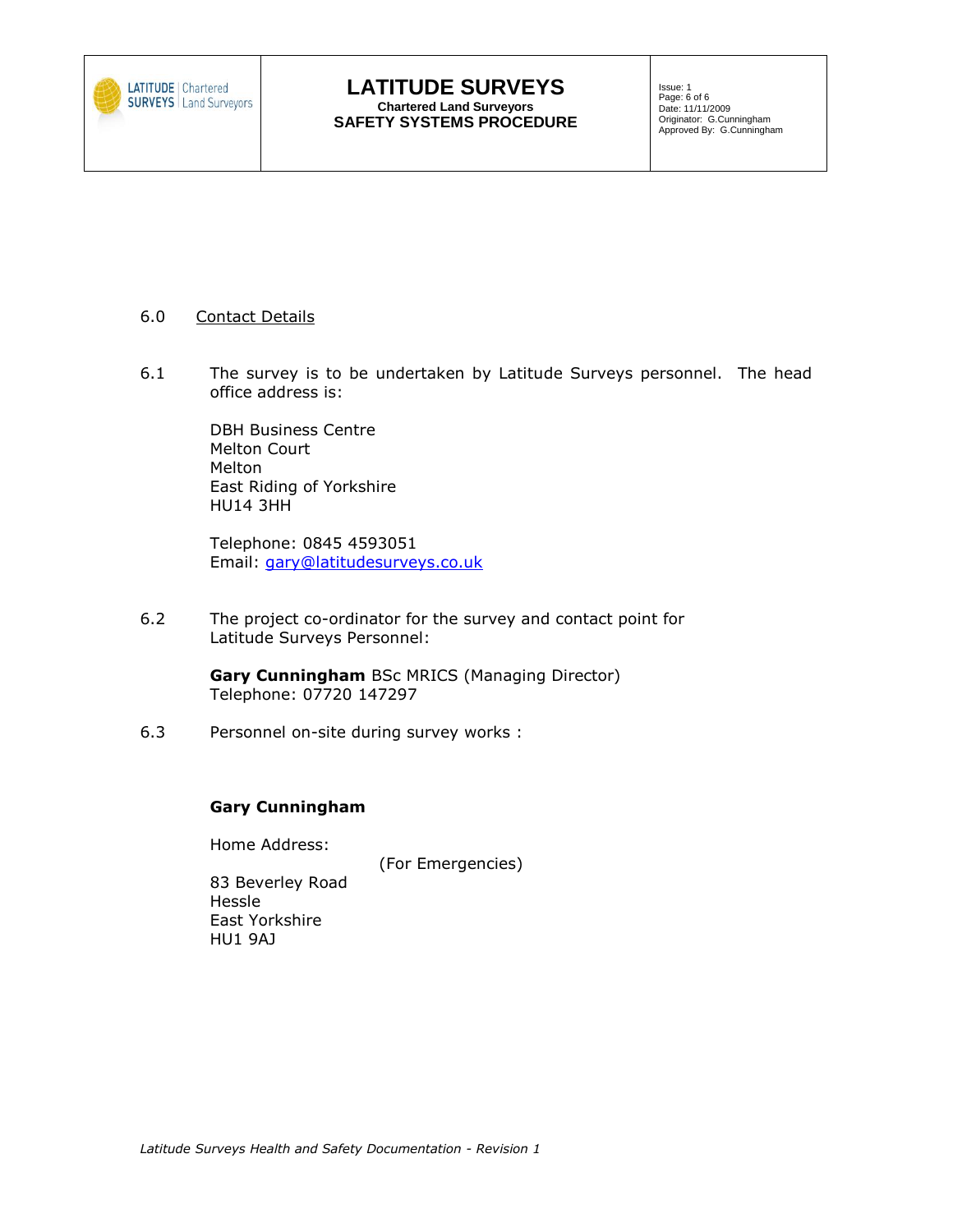## 6.0 Contact Details

6.1 The survey is to be undertaken by Latitude Surveys personnel. The head office address is:

DBH Business Centre
Melton Court
Melton
East Riding of Yorkshire
HU14 3HH

Telephone: 0845 4593051
Email: gary@latitudesurveys.co.uk

6.2 The project co-ordinator for the survey and contact point for Latitude Surveys Personnel:

**Gary Cunningham** BSc MRICS (Managing Director)
Telephone: 07720 147297

6.3 Personnel on-site during survey works :

**Gary Cunningham**

Home Address: (For Emergencies)

83 Beverley Road
Hessle
East Yorkshire
HU1 9AJ